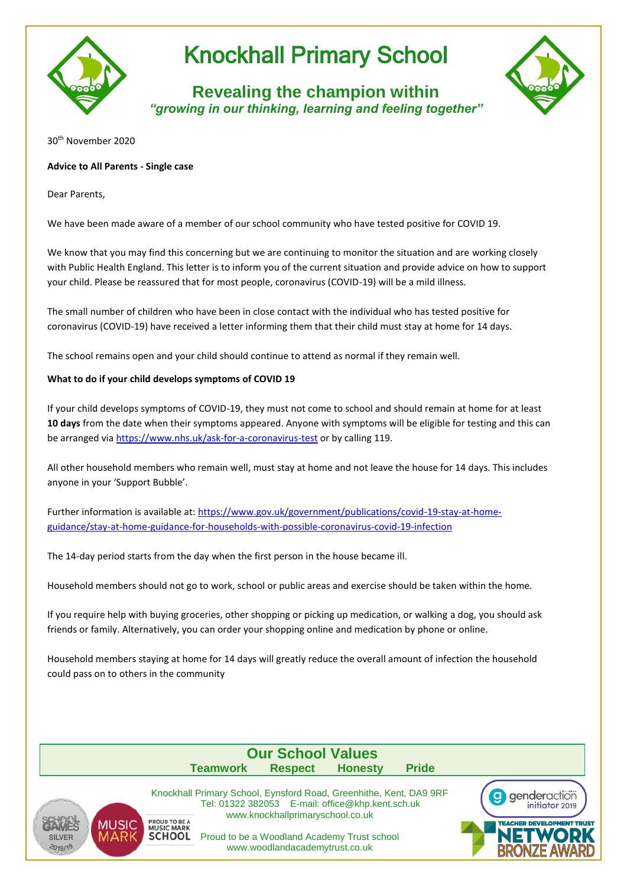# Knockhall Primary School

## Revealing the champion within

*"growing in our thinking, learning and feeling together"*

30th November 2020

**Advice to All Parents - Single case**

Dear Parents,

We have been made aware of a member of our school community who have tested positive for COVID 19.

We know that you may find this concerning but we are continuing to monitor the situation and are working closely with Public Health England. This letter is to inform you of the current situation and provide advice on how to support your child. Please be reassured that for most people, coronavirus (COVID-19) will be a mild illness.

The small number of children who have been in close contact with the individual who has tested positive for coronavirus (COVID-19) have received a letter informing them that their child must stay at home for 14 days.

The school remains open and your child should continue to attend as normal if they remain well.

**What to do if your child develops symptoms of COVID 19**

If your child develops symptoms of COVID-19, they must not come to school and should remain at home for at least **10 days** from the date when their symptoms appeared. Anyone with symptoms will be eligible for testing and this can be arranged via https://www.nhs.uk/ask-for-a-coronavirus-test or by calling 119.

All other household members who remain well, must stay at home and not leave the house for 14 days. This includes anyone in your 'Support Bubble'.

Further information is available at: https://www.gov.uk/government/publications/covid-19-stay-at-home-guidance/stay-at-home-guidance-for-households-with-possible-coronavirus-covid-19-infection

The 14-day period starts from the day when the first person in the house became ill.

Household members should not go to work, school or public areas and exercise should be taken within the home.

If you require help with buying groceries, other shopping or picking up medication, or walking a dog, you should ask friends or family. Alternatively, you can order your shopping online and medication by phone or online.

Household members staying at home for 14 days will greatly reduce the overall amount of infection the household could pass on to others in the community

**Our School Values**

**Teamwork Respect Honesty Pride**

Knockhall Primary School, Eynsford Road, Greenhithe, Kent, DA9 9RF
Tel: 01322 382053 E-mail: office@khp.kent.sch.uk
www.knockhallprimaryschool.co.uk

Proud to be a Woodland Academy Trust school
www.woodlandacademytrust.co.uk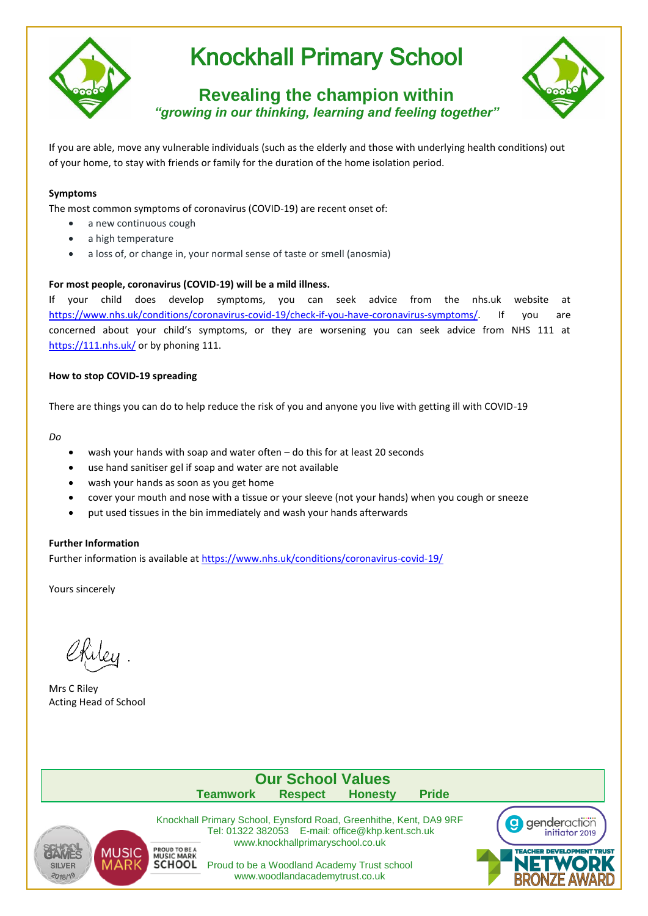# Knockhall Primary School

## Revealing the champion within

*"growing in our thinking, learning and feeling together"*

If you are able, move any vulnerable individuals (such as the elderly and those with underlying health conditions) out of your home, to stay with friends or family for the duration of the home isolation period.

**Symptoms**

The most common symptoms of coronavirus (COVID-19) are recent onset of:

- a new continuous cough
- a high temperature
- a loss of, or change in, your normal sense of taste or smell (anosmia)

**For most people, coronavirus (COVID-19) will be a mild illness.**

If your child does develop symptoms, you can seek advice from the nhs.uk website at https://www.nhs.uk/conditions/coronavirus-covid-19/check-if-you-have-coronavirus-symptoms/. If you are concerned about your child's symptoms, or they are worsening you can seek advice from NHS 111 at https://111.nhs.uk/ or by phoning 111.

**How to stop COVID-19 spreading**

There are things you can do to help reduce the risk of you and anyone you live with getting ill with COVID-19

*Do*

- wash your hands with soap and water often – do this for at least 20 seconds
- use hand sanitiser gel if soap and water are not available
- wash your hands as soon as you get home
- cover your mouth and nose with a tissue or your sleeve (not your hands) when you cough or sneeze
- put used tissues in the bin immediately and wash your hands afterwards

**Further Information**

Further information is available at https://www.nhs.uk/conditions/coronavirus-covid-19/

Yours sincerely

CRiley.

Mrs C Riley
Acting Head of School

**Our School Values**
**Teamwork Respect Honesty Pride**

Knockhall Primary School, Eynsford Road, Greenhithe, Kent, DA9 9RF
Tel: 01322 382053 E-mail: office@khp.kent.sch.uk
www.knockhallprimaryschool.co.uk

Proud to be a Woodland Academy Trust school
www.woodlandacademytrust.co.uk